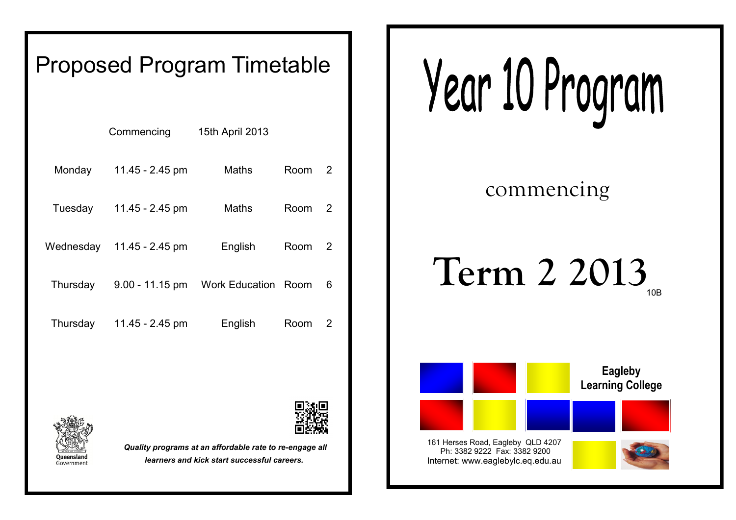# Proposed Program Timetable

Commencing 15th April 2013

| | | | | |
|---|---|---|---|---|
| Monday | 11.45 - 2.45 pm | Maths | Room | 2 |
| Tuesday | 11.45 - 2.45 pm | Maths | Room | 2 |
| Wednesday | 11.45 - 2.45 pm | English | Room | 2 |
| Thursday | 9.00 - 11.15 pm | Work Education | Room | 6 |
| Thursday | 11.45 - 2.45 pm | English | Room | 2 |

Queensland Government

***Quality programs at an affordable rate to re-engage all learners and kick start successful careers.***

# Year 10 Program

commencing

# Term 2 2013

10B

**Eagleby Learning College**

161 Herses Road, Eagleby QLD 4207
Ph: 3382 9222 Fax: 3382 9200
Internet: www.eaglebylc.eq.edu.au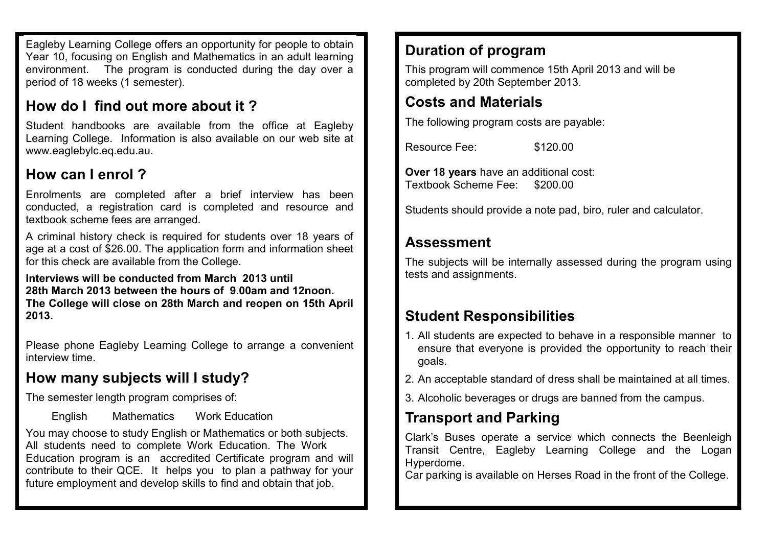Eagleby Learning College offers an opportunity for people to obtain Year 10, focusing on English and Mathematics in an adult learning environment. The program is conducted during the day over a period of 18 weeks (1 semester).

## How do I find out more about it ?

Student handbooks are available from the office at Eagleby Learning College. Information is also available on our web site at www.eaglebylc.eq.edu.au.

## How can I enrol ?

Enrolments are completed after a brief interview has been conducted, a registration card is completed and resource and textbook scheme fees are arranged.

A criminal history check is required for students over 18 years of age at a cost of $26.00. The application form and information sheet for this check are available from the College.

**Interviews will be conducted from March 2013 until 28th March 2013 between the hours of 9.00am and 12noon. The College will close on 28th March and reopen on 15th April 2013.**

Please phone Eagleby Learning College to arrange a convenient interview time.

## How many subjects will I study?

The semester length program comprises of:

English Mathematics Work Education

You may choose to study English or Mathematics or both subjects. All students need to complete Work Education. The Work Education program is an accredited Certificate program and will contribute to their QCE. It helps you to plan a pathway for your future employment and develop skills to find and obtain that job.

## Duration of program

This program will commence 15th April 2013 and will be completed by 20th September 2013.

## Costs and Materials

The following program costs are payable:

Resource Fee: $120.00

**Over 18 years** have an additional cost:
Textbook Scheme Fee: $200.00

Students should provide a note pad, biro, ruler and calculator.

## Assessment

The subjects will be internally assessed during the program using tests and assignments.

## Student Responsibilities

1. All students are expected to behave in a responsible manner to ensure that everyone is provided the opportunity to reach their goals.
2. An acceptable standard of dress shall be maintained at all times.
3. Alcoholic beverages or drugs are banned from the campus.

## Transport and Parking

Clark's Buses operate a service which connects the Beenleigh Transit Centre, Eagleby Learning College and the Logan Hyperdome.
Car parking is available on Herses Road in the front of the College.